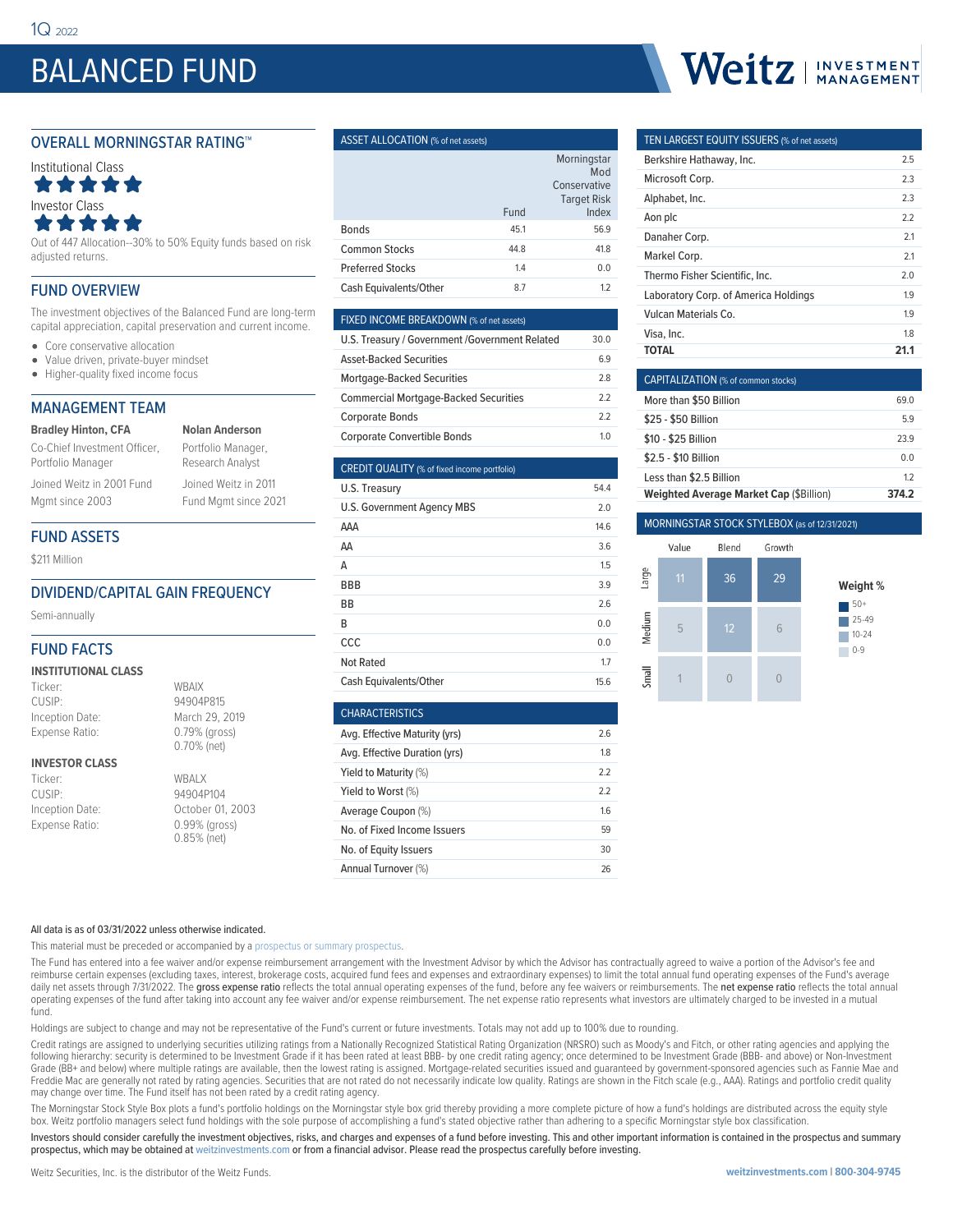1Q 2022

# BALANCED FUND

Weitz | INVESTMENT MANAGEMENT

## OVERALL MORNINGSTAR RATING™

Institutional Class
★★★★★

Investor Class
★★★★★

Out of 447 Allocation--30% to 50% Equity funds based on risk adjusted returns.

## FUND OVERVIEW

The investment objectives of the Balanced Fund are long-term capital appreciation, capital preservation and current income.

- Core conservative allocation
- Value driven, private-buyer mindset
- Higher-quality fixed income focus

## MANAGEMENT TEAM

**Bradley Hinton, CFA**
Co-Chief Investment Officer, Portfolio Manager
Joined Weitz in 2001 Fund Mgmt since 2003

**Nolan Anderson**
Portfolio Manager, Research Analyst
Joined Weitz in 2011 Fund Mgmt since 2021

## FUND ASSETS

$211 Million

## DIVIDEND/CAPITAL GAIN FREQUENCY

Semi-annually

## FUND FACTS

### INSTITUTIONAL CLASS

| | |
|---|---|
| Ticker: | WBAIX |
| CUSIP: | 94904P815 |
| Inception Date: | March 29, 2019 |
| Expense Ratio: | 0.79% (gross) 0.70% (net) |

### INVESTOR CLASS

| | |
|---|---|
| Ticker: | WBALX |
| CUSIP: | 94904P104 |
| Inception Date: | October 01, 2003 |
| Expense Ratio: | 0.99% (gross) 0.85% (net) |

## ASSET ALLOCATION (% of net assets)

| | Fund | Morningstar Mod Conservative Target Risk Index |
|---|---|---|
| Bonds | 45.1 | 56.9 |
| Common Stocks | 44.8 | 41.8 |
| Preferred Stocks | 1.4 | 0.0 |
| Cash Equivalents/Other | 8.7 | 1.2 |

## FIXED INCOME BREAKDOWN (% of net assets)

| | |
|---|---|
| U.S. Treasury / Government /Government Related | 30.0 |
| Asset-Backed Securities | 6.9 |
| Mortgage-Backed Securities | 2.8 |
| Commercial Mortgage-Backed Securities | 2.2 |
| Corporate Bonds | 2.2 |
| Corporate Convertible Bonds | 1.0 |

## CREDIT QUALITY (% of fixed income portfolio)

| | |
|---|---|
| U.S. Treasury | 54.4 |
| U.S. Government Agency MBS | 2.0 |
| AAA | 14.6 |
| AA | 3.6 |
| A | 1.5 |
| BBB | 3.9 |
| BB | 2.6 |
| B | 0.0 |
| CCC | 0.0 |
| Not Rated | 1.7 |
| Cash Equivalents/Other | 15.6 |

## CHARACTERISTICS

| | |
|---|---|
| Avg. Effective Maturity (yrs) | 2.6 |
| Avg. Effective Duration (yrs) | 1.8 |
| Yield to Maturity (%) | 2.2 |
| Yield to Worst (%) | 2.2 |
| Average Coupon (%) | 1.6 |
| No. of Fixed Income Issuers | 59 |
| No. of Equity Issuers | 30 |
| Annual Turnover (%) | 26 |

## TEN LARGEST EQUITY ISSUERS (% of net assets)

| | |
|---|---|
| Berkshire Hathaway, Inc. | 2.5 |
| Microsoft Corp. | 2.3 |
| Alphabet, Inc. | 2.3 |
| Aon plc | 2.2 |
| Danaher Corp. | 2.1 |
| Markel Corp. | 2.1 |
| Thermo Fisher Scientific, Inc. | 2.0 |
| Laboratory Corp. of America Holdings | 1.9 |
| Vulcan Materials Co. | 1.9 |
| Visa, Inc. | 1.8 |
| **TOTAL** | **21.1** |

## CAPITALIZATION (% of common stocks)

| | |
|---|---|
| More than $50 Billion | 69.0 |
| $25 - $50 Billion | 5.9 |
| $10 - $25 Billion | 23.9 |
| $2.5 - $10 Billion | 0.0 |
| Less than $2.5 Billion | 1.2 |
| **Weighted Average Market Cap ($Billion)** | **374.2** |

## MORNINGSTAR STOCK STYLEBOX (as of 12/31/2021)

| | Value | Blend | Growth |
|---|---|---|---|
| Large | 11 | 36 | 29 |
| Medium | 5 | 12 | 6 |
| Small | 1 | 0 | 0 |

Weight %: 50+; 25-49; 10-24; 0-9

All data is as of 03/31/2022 unless otherwise indicated.

This material must be preceded or accompanied by a prospectus or summary prospectus.

The Fund has entered into a fee waiver and/or expense reimbursement arrangement with the Investment Advisor by which the Advisor has contractually agreed to waive a portion of the Advisor's fee and reimburse certain expenses (excluding taxes, interest, brokerage costs, acquired fund fees and expenses and extraordinary expenses) to limit the total annual fund operating expenses of the Fund's average daily net assets through 7/31/2022. The **gross expense ratio** reflects the total annual operating expenses of the fund, before any fee waivers or reimbursements. The **net expense ratio** reflects the total annual operating expenses of the fund after taking into account any fee waiver and/or expense reimbursement. The net expense ratio represents what investors are ultimately charged to be invested in a mutual fund.

Holdings are subject to change and may not be representative of the Fund's current or future investments. Totals may not add up to 100% due to rounding.

Credit ratings are assigned to underlying securities utilizing ratings from a Nationally Recognized Statistical Rating Organization (NRSRO) such as Moody's and Fitch, or other rating agencies and applying the following hierarchy: security is determined to be Investment Grade if it has been rated at least BBB- by one credit rating agency; once determined to be Investment Grade (BBB- and above) or Non-Investment Grade (BB+ and below) where multiple ratings are available, then the lowest rating is assigned. Mortgage-related securities issued and guaranteed by government-sponsored agencies such as Fannie Mae and Freddie Mac are generally not rated by rating agencies. Securities that are not rated do not necessarily indicate low quality. Ratings are shown in the Fitch scale (e.g., AAA). Ratings and portfolio credit quality may change over time. The Fund itself has not been rated by a credit rating agency.

The Morningstar Stock Style Box plots a fund's portfolio holdings on the Morningstar style box grid thereby providing a more complete picture of how a fund's holdings are distributed across the equity style box. Weitz portfolio managers select fund holdings with the sole purpose of accomplishing a fund's stated objective rather than adhering to a specific Morningstar style box classification.

Investors should consider carefully the investment objectives, risks, and charges and expenses of a fund before investing. This and other important information is contained in the prospectus and summary prospectus, which may be obtained at weitzinvestments.com or from a financial advisor. Please read the prospectus carefully before investing.

Weitz Securities, Inc. is the distributor of the Weitz Funds.

weitzinvestments.com | 800-304-9745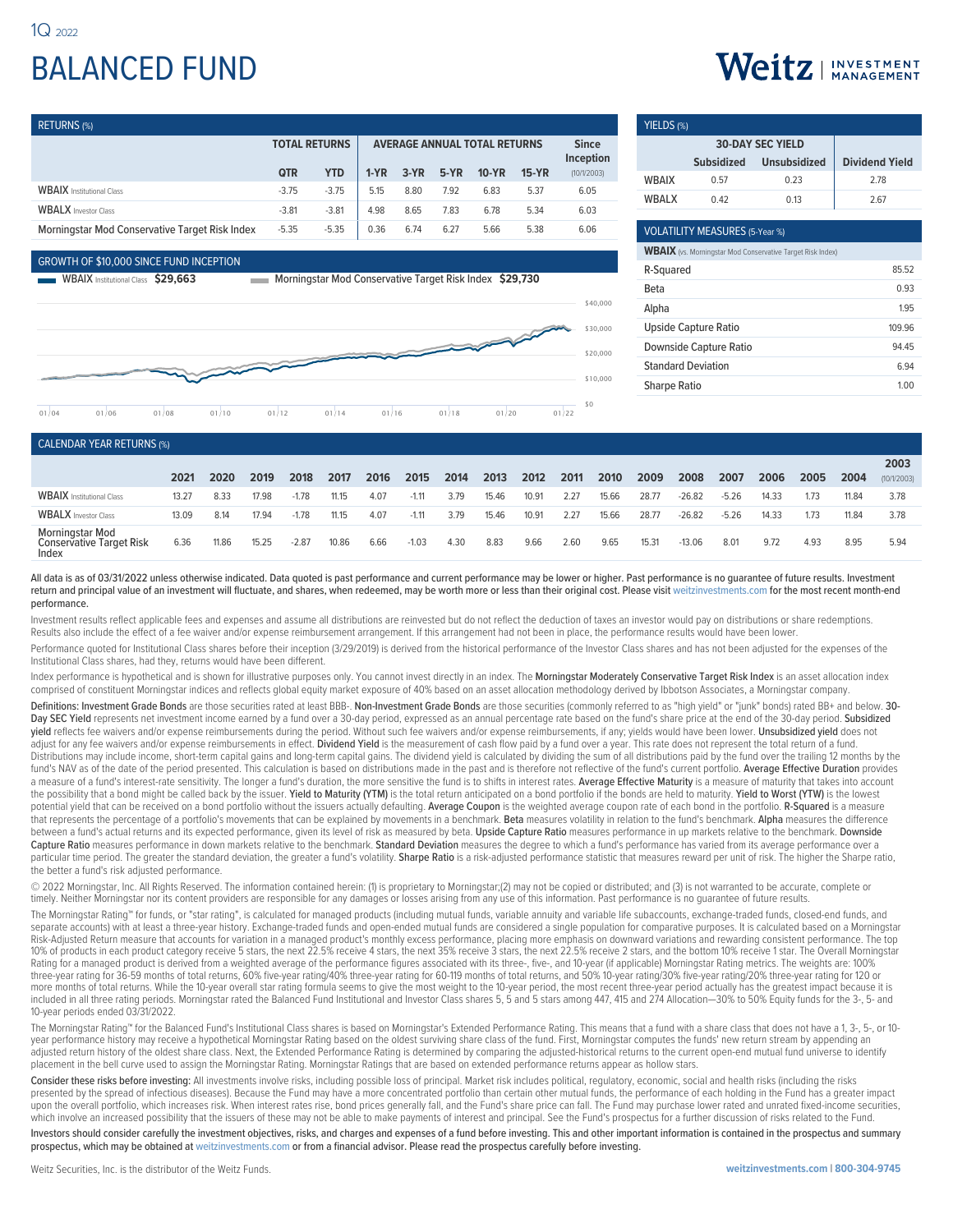1Q 2022

# BALANCED FUND

Weitz | INVESTMENT MANAGEMENT

## RETURNS (%)

| | TOTAL RETURNS | | AVERAGE ANNUAL TOTAL RETURNS | | | | | Since Inception |
|---|---|---|---|---|---|---|---|---|
| | QTR | YTD | 1-YR | 3-YR | 5-YR | 10-YR | 15-YR | (10/1/2003) |
| WBAIX Institutional Class | -3.75 | -3.75 | 5.15 | 8.80 | 7.92 | 6.83 | 5.37 | 6.05 |
| WBALX Investor Class | -3.81 | -3.81 | 4.98 | 8.65 | 7.83 | 6.78 | 5.34 | 6.03 |
| Morningstar Mod Conservative Target Risk Index | -5.35 | -5.35 | 0.36 | 6.74 | 6.27 | 5.66 | 5.38 | 6.06 |

## YIELDS (%)

| | 30-DAY SEC YIELD | | |
|---|---|---|---|
| | Subsidized | Unsubsidized | Dividend Yield |
| WBAIX | 0.57 | 0.23 | 2.78 |
| WBALX | 0.42 | 0.13 | 2.67 |

## GROWTH OF $10,000 SINCE FUND INCEPTION

WBAIX Institutional Class $29,663

Morningstar Mod Conservative Target Risk Index $29,730

$40,000
$30,000
$20,000
$10,000
$0

01/04 01/06 01/08 01/10 01/12 01/14 01/16 01/18 01/20 01/22

## VOLATILITY MEASURES (5-Year %)

**WBAIX** (vs. Morningstar Mod Conservative Target Risk Index)

| | |
|---|---|
| R-Squared | 85.52 |
| Beta | 0.93 |
| Alpha | 1.95 |
| Upside Capture Ratio | 109.96 |
| Downside Capture Ratio | 94.45 |
| Standard Deviation | 6.94 |
| Sharpe Ratio | 1.00 |

## CALENDAR YEAR RETURNS (%)

| | 2021 | 2020 | 2019 | 2018 | 2017 | 2016 | 2015 | 2014 | 2013 | 2012 | 2011 | 2010 | 2009 | 2008 | 2007 | 2006 | 2005 | 2004 | 2003 (10/1/2003) |
|---|---|---|---|---|---|---|---|---|---|---|---|---|---|---|---|---|---|---|---|
| WBAIX Institutional Class | 13.27 | 8.33 | 17.98 | -1.78 | 11.15 | 4.07 | -1.11 | 3.79 | 15.46 | 10.91 | 2.27 | 15.66 | 28.77 | -26.82 | -5.26 | 14.33 | 1.73 | 11.84 | 3.78 |
| WBALX Investor Class | 13.09 | 8.14 | 17.94 | -1.78 | 11.15 | 4.07 | -1.11 | 3.79 | 15.46 | 10.91 | 2.27 | 15.66 | 28.77 | -26.82 | -5.26 | 14.33 | 1.73 | 11.84 | 3.78 |
| Morningstar Mod Conservative Target Risk Index | 6.36 | 11.86 | 15.25 | -2.87 | 10.86 | 6.66 | -1.03 | 4.30 | 8.83 | 9.66 | 2.60 | 9.65 | 15.31 | -13.06 | 8.01 | 9.72 | 4.93 | 8.95 | 5.94 |

All data is as of 03/31/2022 unless otherwise indicated. Data quoted is past performance and current performance may be lower or higher. Past performance is no guarantee of future results. Investment return and principal value of an investment will fluctuate, and shares, when redeemed, may be worth more or less than their original cost. Please visit weitzinvestments.com for the most recent month-end performance.

Investment results reflect applicable fees and expenses and assume all distributions are reinvested but do not reflect the deduction of taxes an investor would pay on distributions or share redemptions. Results also include the effect of a fee waiver and/or expense reimbursement arrangement. If this arrangement had not been in place, the performance results would have been lower.

Performance quoted for Institutional Class shares before their inception (3/29/2019) is derived from the historical performance of the Investor Class shares and has not been adjusted for the expenses of the Institutional Class shares, had they, returns would have been different.

Index performance is hypothetical and is shown for illustrative purposes only. You cannot invest directly in an index. The **Morningstar Moderately Conservative Target Risk Index** is an asset allocation index comprised of constituent Morningstar indices and reflects global equity market exposure of 40% based on an asset allocation methodology derived by Ibbotson Associates, a Morningstar company.

**Definitions: Investment Grade Bonds** are those securities rated at least BBB-. **Non-Investment Grade Bonds** are those securities (commonly referred to as "high yield" or "junk" bonds) rated BB+ and below. **30-Day SEC Yield** represents net investment income earned by a fund over a 30-day period, expressed as an annual percentage rate based on the fund's share price at the end of the 30-day period. **Subsidized yield** reflects fee waivers and/or expense reimbursements during the period. Without such fee waivers and/or expense reimbursements, if any; yields would have been lower. **Unsubsidized yield** does not adjust for any fee waivers and/or expense reimbursements in effect. **Dividend Yield** is the measurement of cash flow paid by a fund over a year. This rate does not represent the total return of a fund. Distributions may include income, short-term capital gains and long-term capital gains. The dividend yield is calculated by dividing the sum of all distributions paid by the fund over the trailing 12 months by the fund's NAV as of the date of the period presented. This calculation is based on distributions made in the past and is therefore not reflective of the fund's current portfolio. **Average Effective Duration** provides a measure of a fund's interest-rate sensitivity. The longer a fund's duration, the more sensitive the fund is to shifts in interest rates. **Average Effective Maturity** is a measure of maturity that takes into account the possibility that a bond might be called back by the issuer. **Yield to Maturity (YTM)** is the total return anticipated on a bond portfolio if the bonds are held to maturity. **Yield to Worst (YTW)** is the lowest potential yield that can be received on a bond portfolio without the issuers actually defaulting. **Average Coupon** is the weighted average coupon rate of each bond in the portfolio. **R-Squared** is a measure that represents the percentage of a portfolio's movements that can be explained by movements in a benchmark. **Beta** measures volatility in relation to the fund's benchmark. **Alpha** measures the difference between a fund's actual returns and its expected performance, given its level of risk as measured by beta. **Upside Capture Ratio** measures performance in up markets relative to the benchmark. **Downside Capture Ratio** measures performance in down markets relative to the benchmark. **Standard Deviation** measures the degree to which a fund's performance has varied from its average performance over a particular time period. The greater the standard deviation, the greater a fund's volatility. **Sharpe Ratio** is a risk-adjusted performance statistic that measures reward per unit of risk. The higher the Sharpe ratio, the better a fund's risk adjusted performance.

© 2022 Morningstar, Inc. All Rights Reserved. The information contained herein: (1) is proprietary to Morningstar;(2) may not be copied or distributed; and (3) is not warranted to be accurate, complete or timely. Neither Morningstar nor its content providers are responsible for any damages or losses arising from any use of this information. Past performance is no guarantee of future results.

The Morningstar Rating™ for funds, or "star rating", is calculated for managed products (including mutual funds, variable annuity and variable life subaccounts, exchange-traded funds, closed-end funds, and separate accounts) with at least a three-year history. Exchange-traded funds and open-ended mutual funds are considered a single population for comparative purposes. It is calculated based on a Morningstar Risk-Adjusted Return measure that accounts for variation in a managed product's monthly excess performance, placing more emphasis on downward variations and rewarding consistent performance. The top 10% of products in each product category receive 5 stars, the next 22.5% receive 4 stars, the next 35% receive 3 stars, the next 22.5% receive 2 stars, and the bottom 10% receive 1 star. The Overall Morningstar Rating for a managed product is derived from a weighted average of the performance figures associated with its three-, five-, and 10-year (if applicable) Morningstar Rating metrics. The weights are: 100% three-year rating for 36-59 months of total returns, 60% five-year rating/40% three-year rating for 60-119 months of total returns, and 50% 10-year rating/30% five-year rating/20% three-year rating for 120 or more months of total returns. While the 10-year overall star rating formula seems to give the most weight to the 10-year period, the most recent three-year period actually has the greatest impact because it is included in all three rating periods. Morningstar rated the Balanced Fund Institutional and Investor Class shares 5, 5 and 5 stars among 447, 415 and 274 Allocation—30% to 50% Equity funds for the 3-, 5- and 10-year periods ended 03/31/2022.

The Morningstar Rating™ for the Balanced Fund's Institutional Class shares is based on Morningstar's Extended Performance Rating. This means that a fund with a share class that does not have a 1, 3-, 5-, or 10-year performance history may receive a hypothetical Morningstar Rating based on the oldest surviving share class of the fund. First, Morningstar computes the funds' new return stream by appending an adjusted return history of the oldest share class. Next, the Extended Performance Rating is determined by comparing the adjusted-historical returns to the current open-end mutual fund universe to identify placement in the bell curve used to assign the Morningstar Rating. Morningstar Ratings that are based on extended performance returns appear as hollow stars.

**Consider these risks before investing:** All investments involve risks, including possible loss of principal. Market risk includes political, regulatory, economic, social and health risks (including the risks presented by the spread of infectious diseases). Because the Fund may have a more concentrated portfolio than certain other mutual funds, the performance of each holding in the Fund has a greater impact upon the overall portfolio, which increases risk. When interest rates rise, bond prices generally fall, and the Fund's share price can fall. The Fund may purchase lower rated and unrated fixed-income securities, which involve an increased possibility that the issuers of these may not be able to make payments of interest and principal. See the Fund's prospectus for a further discussion of risks related to the Fund.

**Investors should consider carefully the investment objectives, risks, and charges and expenses of a fund before investing. This and other important information is contained in the prospectus and summary prospectus, which may be obtained at weitzinvestments.com or from a financial advisor. Please read the prospectus carefully before investing.**

Weitz Securities, Inc. is the distributor of the Weitz Funds.

weitzinvestments.com | 800-304-9745